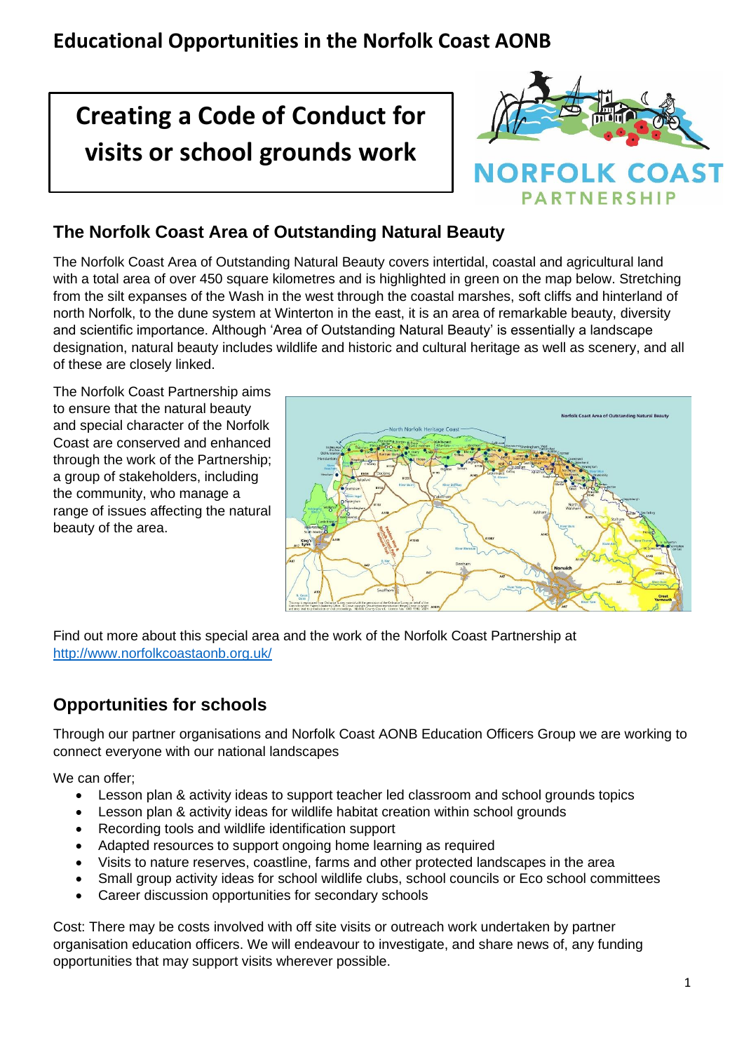# Educational Opportunities in the Norfolk Coast AONB

## Creating a Code of Conduct for visits or school grounds work

NORFOLK COAST PARTNERSHIP

## The Norfolk Coast Area of Outstanding Natural Beauty

The Norfolk Coast Area of Outstanding Natural Beauty covers intertidal, coastal and agricultural land with a total area of over 450 square kilometres and is highlighted in green on the map below. Stretching from the silt expanses of the Wash in the west through the coastal marshes, soft cliffs and hinterland of north Norfolk, to the dune system at Winterton in the east, it is an area of remarkable beauty, diversity and scientific importance. Although 'Area of Outstanding Natural Beauty' is essentially a landscape designation, natural beauty includes wildlife and historic and cultural heritage as well as scenery, and all of these are closely linked.

The Norfolk Coast Partnership aims to ensure that the natural beauty and special character of the Norfolk Coast are conserved and enhanced through the work of the Partnership; a group of stakeholders, including the community, who manage a range of issues affecting the natural beauty of the area.

Find out more about this special area and the work of the Norfolk Coast Partnership at http://www.norfolkcoastaonb.org.uk/

## Opportunities for schools

Through our partner organisations and Norfolk Coast AONB Education Officers Group we are working to connect everyone with our national landscapes

We can offer;

- Lesson plan & activity ideas to support teacher led classroom and school grounds topics
- Lesson plan & activity ideas for wildlife habitat creation within school grounds
- Recording tools and wildlife identification support
- Adapted resources to support ongoing home learning as required
- Visits to nature reserves, coastline, farms and other protected landscapes in the area
- Small group activity ideas for school wildlife clubs, school councils or Eco school committees
- Career discussion opportunities for secondary schools

Cost: There may be costs involved with off site visits or outreach work undertaken by partner organisation education officers. We will endeavour to investigate, and share news of, any funding opportunities that may support visits wherever possible.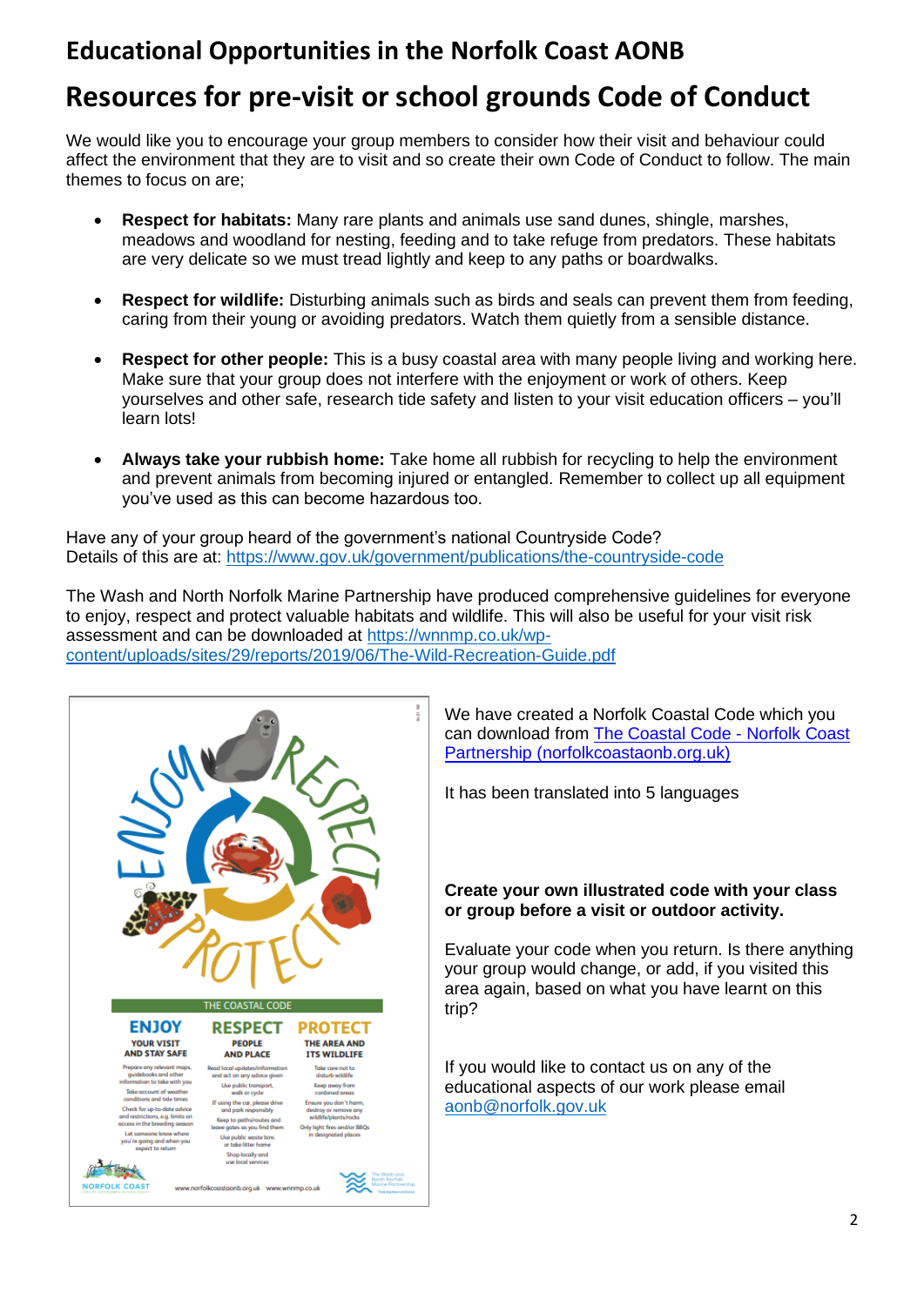# Educational Opportunities in the Norfolk Coast AONB

# Resources for pre-visit or school grounds Code of Conduct

We would like you to encourage your group members to consider how their visit and behaviour could affect the environment that they are to visit and so create their own Code of Conduct to follow. The main themes to focus on are;

- **Respect for habitats:** Many rare plants and animals use sand dunes, shingle, marshes, meadows and woodland for nesting, feeding and to take refuge from predators. These habitats are very delicate so we must tread lightly and keep to any paths or boardwalks.
- **Respect for wildlife:** Disturbing animals such as birds and seals can prevent them from feeding, caring from their young or avoiding predators. Watch them quietly from a sensible distance.
- **Respect for other people:** This is a busy coastal area with many people living and working here. Make sure that your group does not interfere with the enjoyment or work of others. Keep yourselves and other safe, research tide safety and listen to your visit education officers – you'll learn lots!
- **Always take your rubbish home:** Take home all rubbish for recycling to help the environment and prevent animals from becoming injured or entangled. Remember to collect up all equipment you've used as this can become hazardous too.

Have any of your group heard of the government's national Countryside Code?
Details of this are at: https://www.gov.uk/government/publications/the-countryside-code

The Wash and North Norfolk Marine Partnership have produced comprehensive guidelines for everyone to enjoy, respect and protect valuable habitats and wildlife. This will also be useful for your visit risk assessment and can be downloaded at https://wnnmp.co.uk/wp-content/uploads/sites/29/reports/2019/06/The-Wild-Recreation-Guide.pdf

We have created a Norfolk Coastal Code which you can download from [The Coastal Code - Norfolk Coast Partnership (norfolkcoastaonb.org.uk)](https://www.norfolkcoastaonb.org.uk)

It has been translated into 5 languages

**Create your own illustrated code with your class or group before a visit or outdoor activity.**

Evaluate your code when you return. Is there anything your group would change, or add, if you visited this area again, based on what you have learnt on this trip?

If you would like to contact us on any of the educational aspects of our work please email aonb@norfolk.gov.uk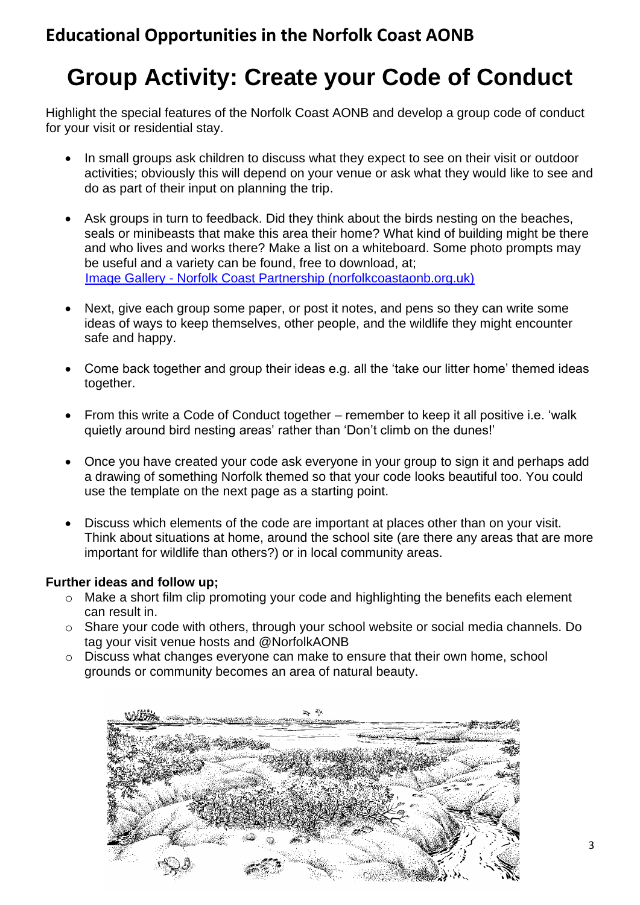## Educational Opportunities in the Norfolk Coast AONB

# Group Activity: Create your Code of Conduct

Highlight the special features of the Norfolk Coast AONB and develop a group code of conduct for your visit or residential stay.

- In small groups ask children to discuss what they expect to see on their visit or outdoor activities; obviously this will depend on your venue or ask what they would like to see and do as part of their input on planning the trip.
- Ask groups in turn to feedback. Did they think about the birds nesting on the beaches, seals or minibeasts that make this area their home? What kind of building might be there and who lives and works there? Make a list on a whiteboard. Some photo prompts may be useful and a variety can be found, free to download, at; [Image Gallery - Norfolk Coast Partnership (norfolkcoastaonb.org.uk)](norfolkcoastaonb.org.uk)
- Next, give each group some paper, or post it notes, and pens so they can write some ideas of ways to keep themselves, other people, and the wildlife they might encounter safe and happy.
- Come back together and group their ideas e.g. all the 'take our litter home' themed ideas together.
- From this write a Code of Conduct together – remember to keep it all positive i.e. 'walk quietly around bird nesting areas' rather than 'Don't climb on the dunes!'
- Once you have created your code ask everyone in your group to sign it and perhaps add a drawing of something Norfolk themed so that your code looks beautiful too. You could use the template on the next page as a starting point.
- Discuss which elements of the code are important at places other than on your visit. Think about situations at home, around the school site (are there any areas that are more important for wildlife than others?) or in local community areas.

**Further ideas and follow up;**

- Make a short film clip promoting your code and highlighting the benefits each element can result in.
- Share your code with others, through your school website or social media channels. Do tag your visit venue hosts and @NorfolkAONB
- Discuss what changes everyone can make to ensure that their own home, school grounds or community becomes an area of natural beauty.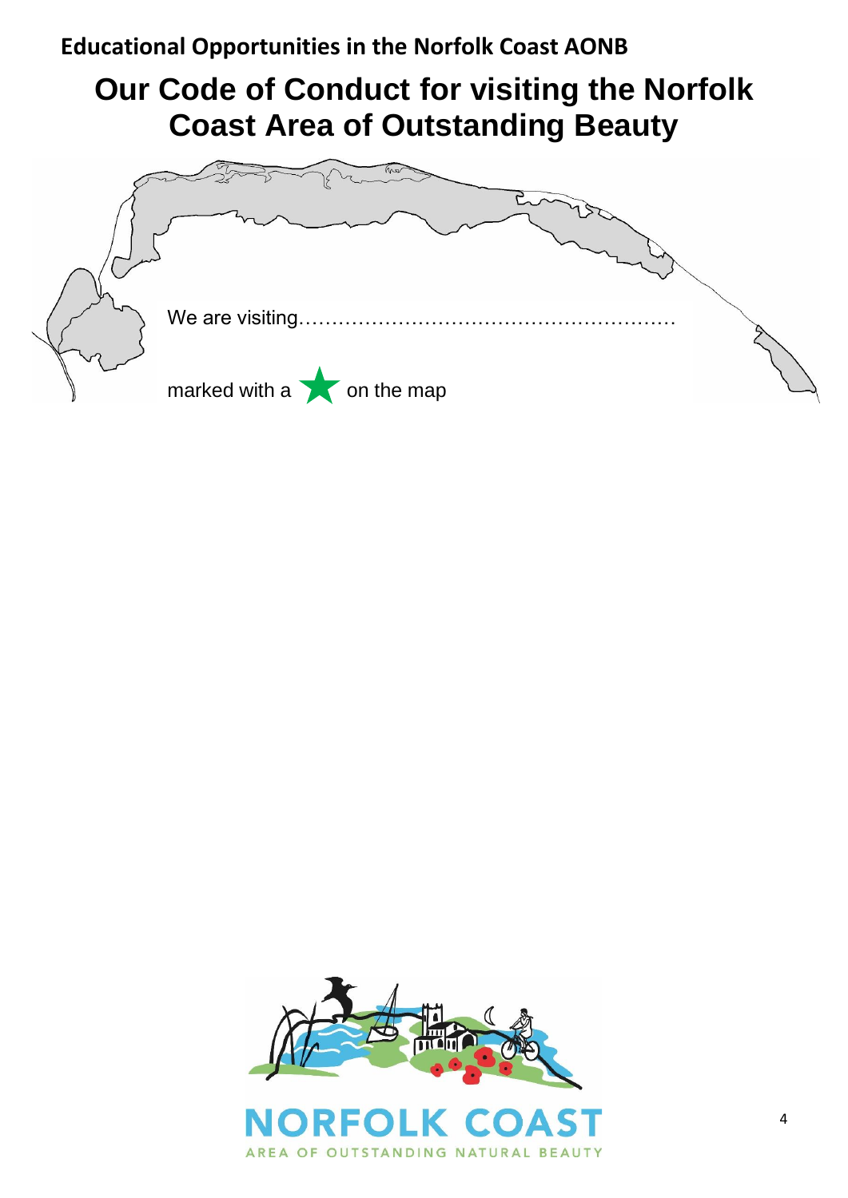**Educational Opportunities in the Norfolk Coast AONB**

# Our Code of Conduct for visiting the Norfolk Coast Area of Outstanding Beauty

We are visiting……………………………………………………

marked with a ★ on the map

NORFOLK COAST

AREA OF OUTSTANDING NATURAL BEAUTY